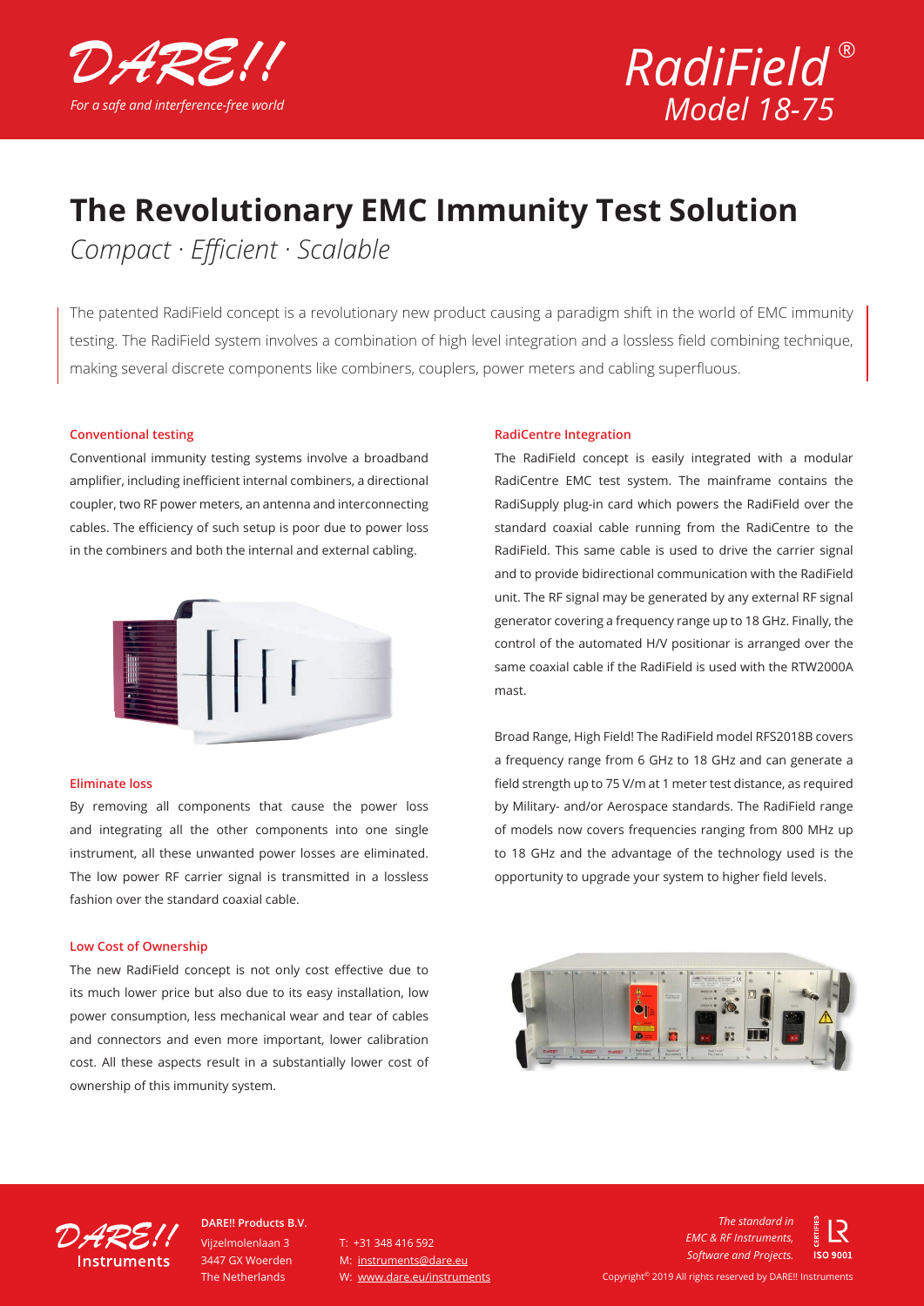DARE!!

*For a safe and interference-free world*

*RadiField®*
*Model 18-75*

# The Revolutionary EMC Immunity Test Solution

*Compact · Efficient · Scalable*

The patented RadiField concept is a revolutionary new product causing a paradigm shift in the world of EMC immunity testing. The RadiField system involves a combination of high level integration and a lossless field combining technique, making several discrete components like combiners, couplers, power meters and cabling superfluous.

#### Conventional testing

Conventional immunity testing systems involve a broadband amplifier, including inefficient internal combiners, a directional coupler, two RF power meters, an antenna and interconnecting cables. The efficiency of such setup is poor due to power loss in the combiners and both the internal and external cabling.

#### Eliminate loss

By removing all components that cause the power loss and integrating all the other components into one single instrument, all these unwanted power losses are eliminated. The low power RF carrier signal is transmitted in a lossless fashion over the standard coaxial cable.

#### Low Cost of Ownership

The new RadiField concept is not only cost effective due to its much lower price but also due to its easy installation, low power consumption, less mechanical wear and tear of cables and connectors and even more important, lower calibration cost. All these aspects result in a substantially lower cost of ownership of this immunity system.

#### RadiCentre Integration

The RadiField concept is easily integrated with a modular RadiCentre EMC test system. The mainframe contains the RadiSupply plug-in card which powers the RadiField over the standard coaxial cable running from the RadiCentre to the RadiField. This same cable is used to drive the carrier signal and to provide bidirectional communication with the RadiField unit. The RF signal may be generated by any external RF signal generator covering a frequency range up to 18 GHz. Finally, the control of the automated H/V positionar is arranged over the same coaxial cable if the RadiField is used with the RTW2000A mast.

Broad Range, High Field! The RadiField model RFS2018B covers a frequency range from 6 GHz to 18 GHz and can generate a field strength up to 75 V/m at 1 meter test distance, as required by Military- and/or Aerospace standards. The RadiField range of models now covers frequencies ranging from 800 MHz up to 18 GHz and the advantage of the technology used is the opportunity to upgrade your system to higher field levels.

DARE!! Instruments

**DARE!! Products B.V.**
Vijzelmolenlaan 3
3447 GX Woerden
The Netherlands

T: +31 348 416 592
M: instruments@dare.eu
W: www.dare.eu/instruments

*The standard in EMC & RF Instruments, Software and Projects.*

CERTIFIED LR ISO 9001

Copyright© 2019 All rights reserved by DARE!! Instruments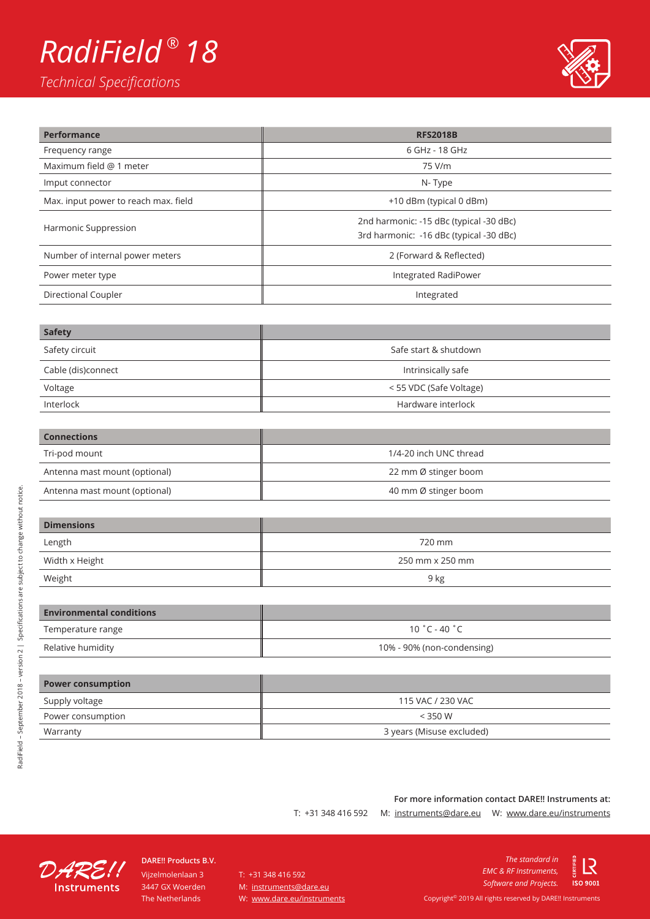# *RadiField® 18*

*Technical Specifications*

| Performance | RFS2018B |
|---|---|
| Frequency range | 6 GHz - 18 GHz |
| Maximum field @ 1 meter | 75 V/m |
| Imput connector | N- Type |
| Max. input power to reach max. field | +10 dBm (typical 0 dBm) |
| Harmonic Suppression | 2nd harmonic: -15 dBc (typical -30 dBc)<br>3rd harmonic: -16 dBc (typical -30 dBc) |
| Number of internal power meters | 2 (Forward & Reflected) |
| Power meter type | Integrated RadiPower |
| Directional Coupler | Integrated |

| Safety | |
|---|---|
| Safety circuit | Safe start & shutdown |
| Cable (dis)connect | Intrinsically safe |
| Voltage | < 55 VDC (Safe Voltage) |
| Interlock | Hardware interlock |

| Connections | |
|---|---|
| Tri-pod mount | 1/4-20 inch UNC thread |
| Antenna mast mount (optional) | 22 mm Ø stinger boom |
| Antenna mast mount (optional) | 40 mm Ø stinger boom |

| Dimensions | |
|---|---|
| Length | 720 mm |
| Width x Height | 250 mm x 250 mm |
| Weight | 9 kg |

| Environmental conditions | |
|---|---|
| Temperature range | 10 ˚C - 40 ˚C |
| Relative humidity | 10% - 90% (non-condensing) |

| Power consumption | |
|---|---|
| Supply voltage | 115 VAC / 230 VAC |
| Power consumption | < 350 W |
| Warranty | 3 years (Misuse excluded) |

RadiField – September 2018 – version 2 | Specifications are subject to change without notice.

**For more information contact DARE!! Instruments at:**

T: +31 348 416 592 M: instruments@dare.eu W: www.dare.eu/instruments

DARE!! Instruments

**DARE!! Products B.V.**
Vijzelmolenlaan 3
3447 GX Woerden
The Netherlands

T: +31 348 416 592
M: instruments@dare.eu
W: www.dare.eu/instruments

*The standard in EMC & RF Instruments, Software and Projects.*

CERTIFIED LR ISO 9001

Copyright© 2019 All rights reserved by DARE!! Instruments